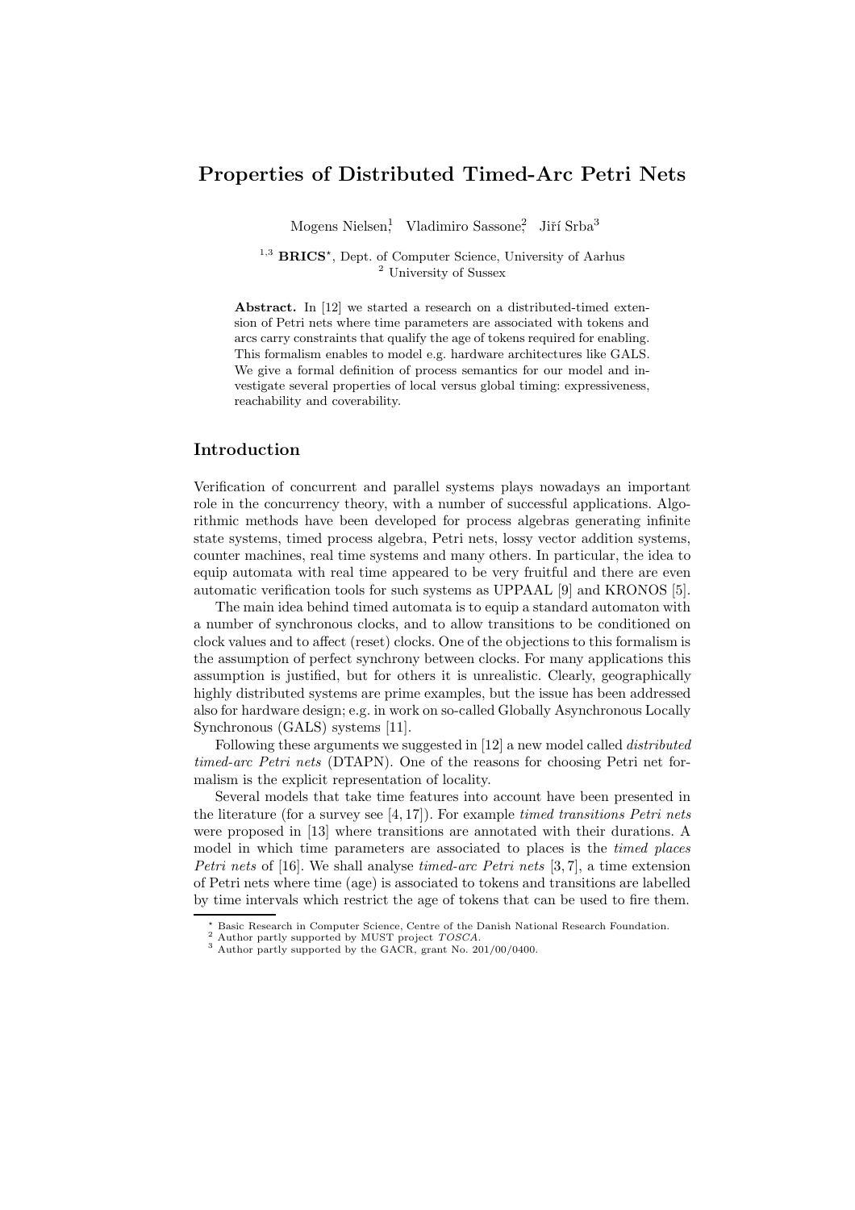# Properties of Distributed Timed-Arc Petri Nets

Mogens Nielsen[1], Vladimiro Sassone[2], Jiří Srba[3]

[1,3] **BRICS**[*], Dept. of Computer Science, University of Aarhus
[2] University of Sussex

**Abstract.** In [12] we started a research on a distributed-timed extension of Petri nets where time parameters are associated with tokens and arcs carry constraints that qualify the age of tokens required for enabling. This formalism enables to model e.g. hardware architectures like GALS. We give a formal definition of process semantics for our model and investigate several properties of local versus global timing: expressiveness, reachability and coverability.

## Introduction

Verification of concurrent and parallel systems plays nowadays an important role in the concurrency theory, with a number of successful applications. Algorithmic methods have been developed for process algebras generating infinite state systems, timed process algebra, Petri nets, lossy vector addition systems, counter machines, real time systems and many others. In particular, the idea to equip automata with real time appeared to be very fruitful and there are even automatic verification tools for such systems as UPPAAL [9] and KRONOS [5].

The main idea behind timed automata is to equip a standard automaton with a number of synchronous clocks, and to allow transitions to be conditioned on clock values and to affect (reset) clocks. One of the objections to this formalism is the assumption of perfect synchrony between clocks. For many applications this assumption is justified, but for others it is unrealistic. Clearly, geographically highly distributed systems are prime examples, but the issue has been addressed also for hardware design; e.g. in work on so-called Globally Asynchronous Locally Synchronous (GALS) systems [11].

Following these arguments we suggested in [12] a new model called *distributed timed-arc Petri nets* (DTAPN). One of the reasons for choosing Petri net formalism is the explicit representation of locality.

Several models that take time features into account have been presented in the literature (for a survey see [4, 17]). For example *timed transitions Petri nets* were proposed in [13] where transitions are annotated with their durations. A model in which time parameters are associated to places is the *timed places Petri nets* of [16]. We shall analyse *timed-arc Petri nets* [3, 7], a time extension of Petri nets where time (age) is associated to tokens and transitions are labelled by time intervals which restrict the age of tokens that can be used to fire them.

---

[*] Basic Research in Computer Science, Centre of the Danish National Research Foundation.
[2] Author partly supported by MUST project *TOSCA*.
[3] Author partly supported by the GACR, grant No. 201/00/0400.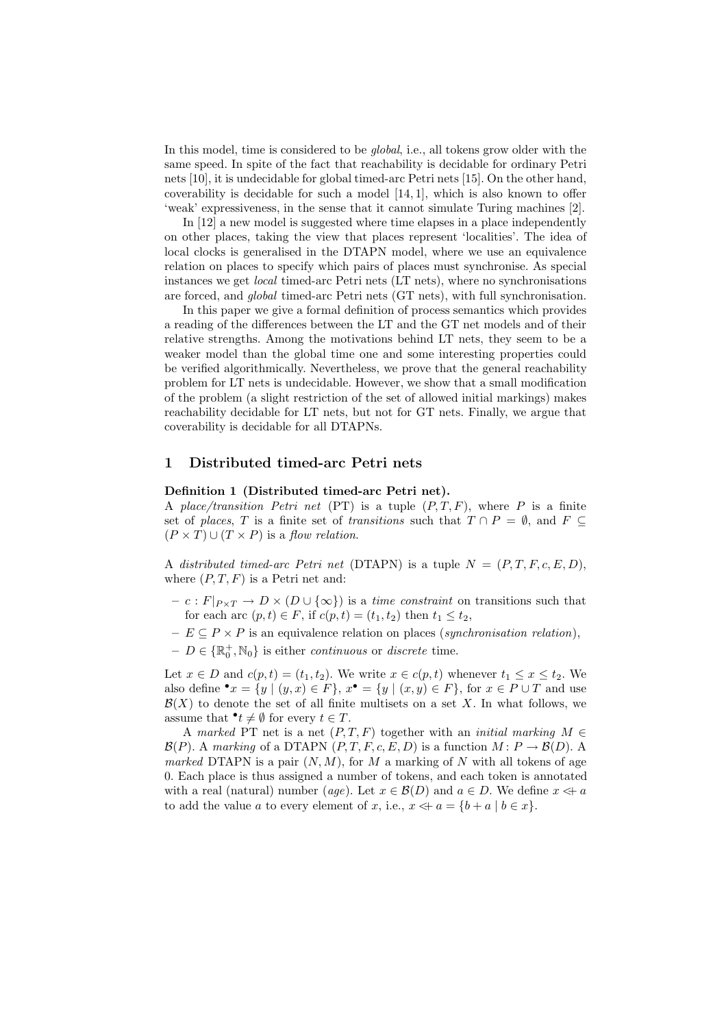In this model, time is considered to be *global*, i.e., all tokens grow older with the same speed. In spite of the fact that reachability is decidable for ordinary Petri nets [10], it is undecidable for global timed-arc Petri nets [15]. On the other hand, coverability is decidable for such a model [14, 1], which is also known to offer 'weak' expressiveness, in the sense that it cannot simulate Turing machines [2].

In [12] a new model is suggested where time elapses in a place independently on other places, taking the view that places represent 'localities'. The idea of local clocks is generalised in the DTAPN model, where we use an equivalence relation on places to specify which pairs of places must synchronise. As special instances we get *local* timed-arc Petri nets (LT nets), where no synchronisations are forced, and *global* timed-arc Petri nets (GT nets), with full synchronisation.

In this paper we give a formal definition of process semantics which provides a reading of the differences between the LT and the GT net models and of their relative strengths. Among the motivations behind LT nets, they seem to be a weaker model than the global time one and some interesting properties could be verified algorithmically. Nevertheless, we prove that the general reachability problem for LT nets is undecidable. However, we show that a small modification of the problem (a slight restriction of the set of allowed initial markings) makes reachability decidable for LT nets, but not for GT nets. Finally, we argue that coverability is decidable for all DTAPNs.

## 1 Distributed timed-arc Petri nets

**Definition 1 (Distributed timed-arc Petri net).**
A *place/transition Petri net* (PT) is a tuple $(P, T, F)$, where $P$ is a finite set of *places*, $T$ is a finite set of *transitions* such that $T \cap P = \emptyset$, and $F \subseteq (P \times T) \cup (T \times P)$ is a *flow relation*.

A *distributed timed-arc Petri net* (DTAPN) is a tuple $N = (P, T, F, c, E, D)$, where $(P, T, F)$ is a Petri net and:

- $c : F|_{P\times T} \to D \times (D \cup \{\infty\})$ is a *time constraint* on transitions such that for each arc $(p, t) \in F$, if $c(p, t) = (t_1, t_2)$ then $t_1 \leq t_2$,
- $E \subseteq P \times P$ is an equivalence relation on places (*synchronisation relation*),
- $D \in \{\mathbb{R}_0^+, \mathbb{N}_0\}$ is either *continuous* or *discrete* time.

Let $x \in D$ and $c(p, t) = (t_1, t_2)$. We write $x \in c(p, t)$ whenever $t_1 \leq x \leq t_2$. We also define ${}^\bullet x = \{y \mid (y, x) \in F\}$, $x^\bullet = \{y \mid (x, y) \in F\}$, for $x \in P \cup T$ and use $\mathcal{B}(X)$ to denote the set of all finite multisets on a set $X$. In what follows, we assume that ${}^\bullet t \neq \emptyset$ for every $t \in T$.

A *marked* PT net is a net $(P, T, F)$ together with an *initial marking* $M \in \mathcal{B}(P)$. A *marking* of a DTAPN $(P, T, F, c, E, D)$ is a function $M : P \to \mathcal{B}(D)$. A *marked* DTAPN is a pair $(N, M)$, for $M$ a marking of $N$ with all tokens of age 0. Each place is thus assigned a number of tokens, and each token is annotated with a real (natural) number (*age*). Let $x \in \mathcal{B}(D)$ and $a \in D$. We define $x \lessdot\!\!+ a$ to add the value $a$ to every element of $x$, i.e., $x \lessdot\!\!+ a = \{b + a \mid b \in x\}$.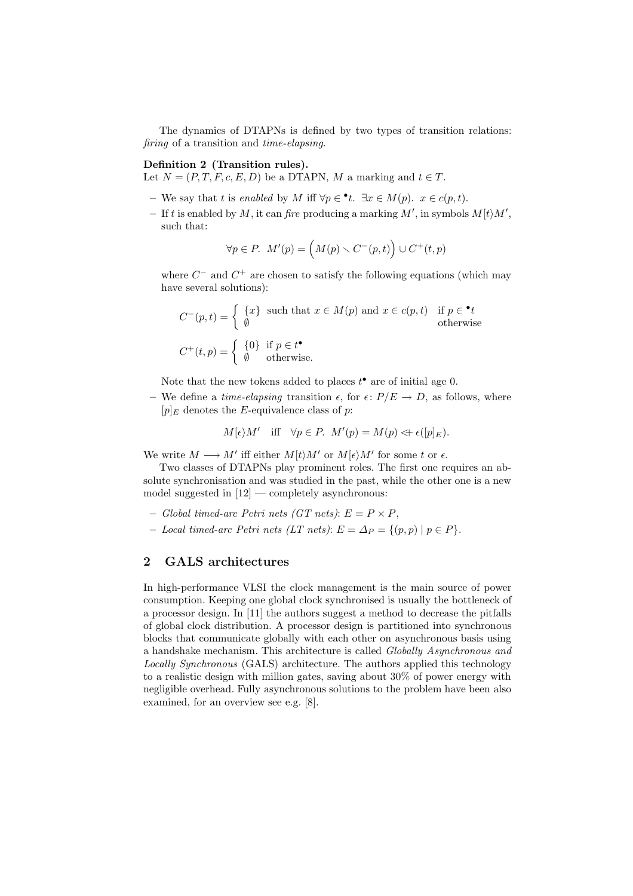The dynamics of DTAPNs is defined by two types of transition relations: *firing* of a transition and *time-elapsing*.

**Definition 2 (Transition rules).**
Let $N = (P, T, F, c, E, D)$ be a DTAPN, $M$ a marking and $t \in T$.

- We say that $t$ is *enabled* by $M$ iff $\forall p \in {}^\bullet t.\ \exists x \in M(p).\ x \in c(p,t)$.
- If $t$ is enabled by $M$, it can *fire* producing a marking $M'$, in symbols $M[t\rangle M'$, such that:

$$\forall p \in P.\ M'(p) = \Big(M(p) \smallsetminus C^-(p,t)\Big) \cup C^+(t,p)$$

  where $C^-$ and $C^+$ are chosen to satisfy the following equations (which may have several solutions):

$$C^-(p,t) = \begin{cases} \{x\} \text{ such that } x \in M(p) \text{ and } x \in c(p,t) & \text{if } p \in {}^\bullet t \\ \emptyset & \text{otherwise} \end{cases}$$

$$C^+(t,p) = \begin{cases} \{0\} & \text{if } p \in t^\bullet \\ \emptyset & \text{otherwise.} \end{cases}$$

  Note that the new tokens added to places $t^\bullet$ are of initial age 0.
- We define a *time-elapsing* transition $\epsilon$, for $\epsilon \colon P/E \to D$, as follows, where $[p]_E$ denotes the $E$-equivalence class of $p$:

$$M[\epsilon\rangle M' \quad \text{iff} \quad \forall p \in P.\ M'(p) = M(p) \Lleftarrow\!\!+ \ \epsilon([p]_E).$$

We write $M \longrightarrow M'$ iff either $M[t\rangle M'$ or $M[\epsilon\rangle M'$ for some $t$ or $\epsilon$.

Two classes of DTAPNs play prominent roles. The first one requires an absolute synchronisation and was studied in the past, while the other one is a new model suggested in [12] — completely asynchronous:

- *Global timed-arc Petri nets (GT nets)*: $E = P \times P$,
- *Local timed-arc Petri nets (LT nets)*: $E = \Delta_P = \{(p,p) \mid p \in P\}$.

## 2 GALS architectures

In high-performance VLSI the clock management is the main source of power consumption. Keeping one global clock synchronised is usually the bottleneck of a processor design. In [11] the authors suggest a method to decrease the pitfalls of global clock distribution. A processor design is partitioned into synchronous blocks that communicate globally with each other on asynchronous basis using a handshake mechanism. This architecture is called *Globally Asynchronous and Locally Synchronous* (GALS) architecture. The authors applied this technology to a realistic design with million gates, saving about 30% of power energy with negligible overhead. Fully asynchronous solutions to the problem have been also examined, for an overview see e.g. [8].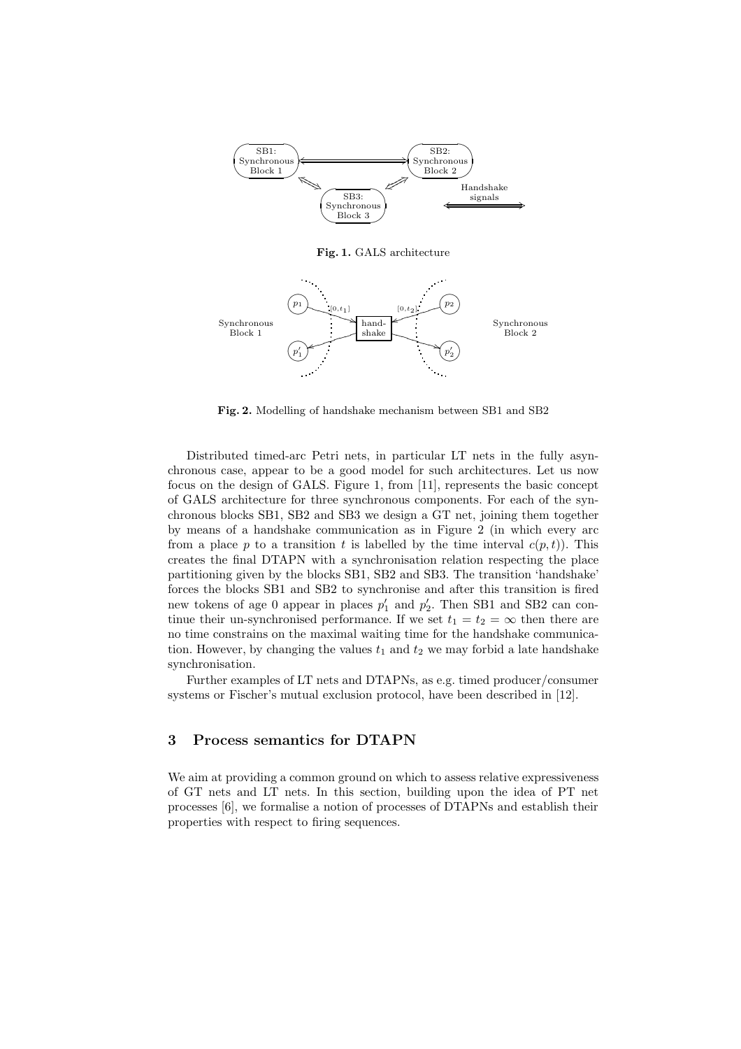**Fig. 1.** GALS architecture

**Fig. 2.** Modelling of handshake mechanism between SB1 and SB2

Distributed timed-arc Petri nets, in particular LT nets in the fully asynchronous case, appear to be a good model for such architectures. Let us now focus on the design of GALS. Figure 1, from [11], represents the basic concept of GALS architecture for three synchronous components. For each of the synchronous blocks SB1, SB2 and SB3 we design a GT net, joining them together by means of a handshake communication as in Figure 2 (in which every arc from a place $p$ to a transition $t$ is labelled by the time interval $c(p, t)$). This creates the final DTAPN with a synchronisation relation respecting the place partitioning given by the blocks SB1, SB2 and SB3. The transition 'handshake' forces the blocks SB1 and SB2 to synchronise and after this transition is fired new tokens of age 0 appear in places $p'_1$ and $p'_2$. Then SB1 and SB2 can continue their un-synchronised performance. If we set $t_1 = t_2 = \infty$ then there are no time constrains on the maximal waiting time for the handshake communication. However, by changing the values $t_1$ and $t_2$ we may forbid a late handshake synchronisation.

Further examples of LT nets and DTAPNs, as e.g. timed producer/consumer systems or Fischer's mutual exclusion protocol, have been described in [12].

## 3 Process semantics for DTAPN

We aim at providing a common ground on which to assess relative expressiveness of GT nets and LT nets. In this section, building upon the idea of PT net processes [6], we formalise a notion of processes of DTAPNs and establish their properties with respect to firing sequences.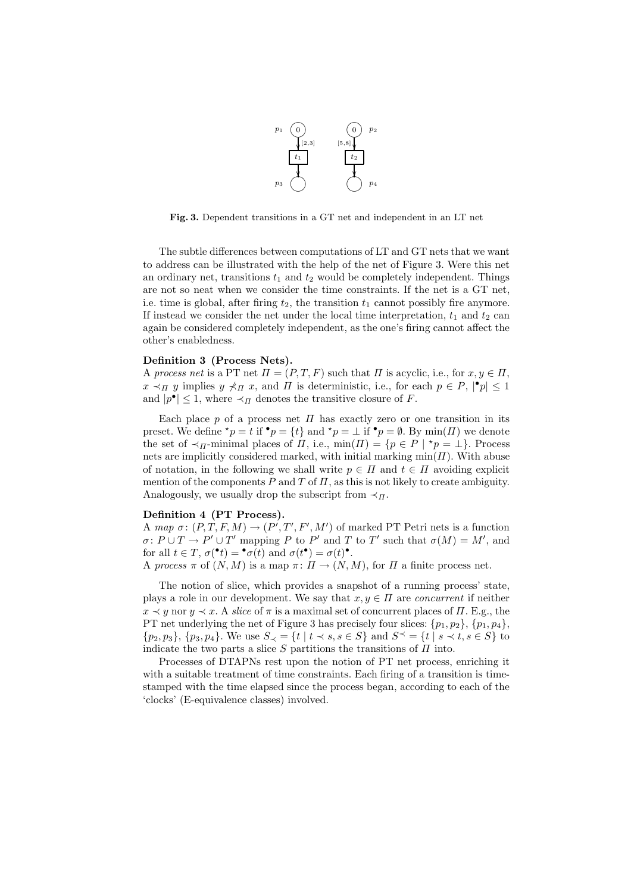**Fig. 3.** Dependent transitions in a GT net and independent in an LT net

The subtle differences between computations of LT and GT nets that we want to address can be illustrated with the help of the net of Figure 3. Were this net an ordinary net, transitions $t_1$ and $t_2$ would be completely independent. Things are not so neat when we consider the time constraints. If the net is a GT net, i.e. time is global, after firing $t_2$, the transition $t_1$ cannot possibly fire anymore. If instead we consider the net under the local time interpretation, $t_1$ and $t_2$ can again be considered completely independent, as the one's firing cannot affect the other's enabledness.

**Definition 3 (Process Nets).**
A *process net* is a PT net $\Pi = (P, T, F)$ such that $\Pi$ is acyclic, i.e., for $x, y \in \Pi$, $x \prec_\Pi y$ implies $y \not\prec_\Pi x$, and $\Pi$ is deterministic, i.e., for each $p \in P$, $|{}^\bullet p| \leq 1$ and $|p^\bullet| \leq 1$, where $\prec_\Pi$ denotes the transitive closure of $F$.

Each place $p$ of a process net $\Pi$ has exactly zero or one transition in its preset. We define ${}^\star p = t$ if ${}^\bullet p = \{t\}$ and ${}^\star p = \bot$ if ${}^\bullet p = \emptyset$. By $\min(\Pi)$ we denote the set of $\prec_\Pi$-minimal places of $\Pi$, i.e., $\min(\Pi) = \{p \in P \mid {}^\star p = \bot\}$. Process nets are implicitly considered marked, with initial marking $\min(\Pi)$. With abuse of notation, in the following we shall write $p \in \Pi$ and $t \in \Pi$ avoiding explicit mention of the components $P$ and $T$ of $\Pi$, as this is not likely to create ambiguity. Analogously, we usually drop the subscript from $\prec_\Pi$.

**Definition 4 (PT Process).**
A *map* $\sigma\colon (P, T, F, M) \to (P', T', F', M')$ of marked PT Petri nets is a function $\sigma\colon P \cup T \to P' \cup T'$ mapping $P$ to $P'$ and $T$ to $T'$ such that $\sigma(M) = M'$, and for all $t \in T$, $\sigma({}^\bullet t) = {}^\bullet\sigma(t)$ and $\sigma(t^\bullet) = \sigma(t)^\bullet$.
A *process* $\pi$ of $(N, M)$ is a map $\pi\colon \Pi \to (N, M)$, for $\Pi$ a finite process net.

The notion of slice, which provides a snapshot of a running process' state, plays a role in our development. We say that $x, y \in \Pi$ are *concurrent* if neither $x \prec y$ nor $y \prec x$. A *slice* of $\pi$ is a maximal set of concurrent places of $\Pi$. E.g., the PT net underlying the net of Figure 3 has precisely four slices: $\{p_1, p_2\}$, $\{p_1, p_4\}$, $\{p_2, p_3\}$, $\{p_3, p_4\}$. We use $S_\prec = \{t \mid t \prec s, s \in S\}$ and $S^\prec = \{t \mid s \prec t, s \in S\}$ to indicate the two parts a slice $S$ partitions the transitions of $\Pi$ into.

Processes of DTAPNs rest upon the notion of PT net process, enriching it with a suitable treatment of time constraints. Each firing of a transition is time-stamped with the time elapsed since the process began, according to each of the 'clocks' (E-equivalence classes) involved.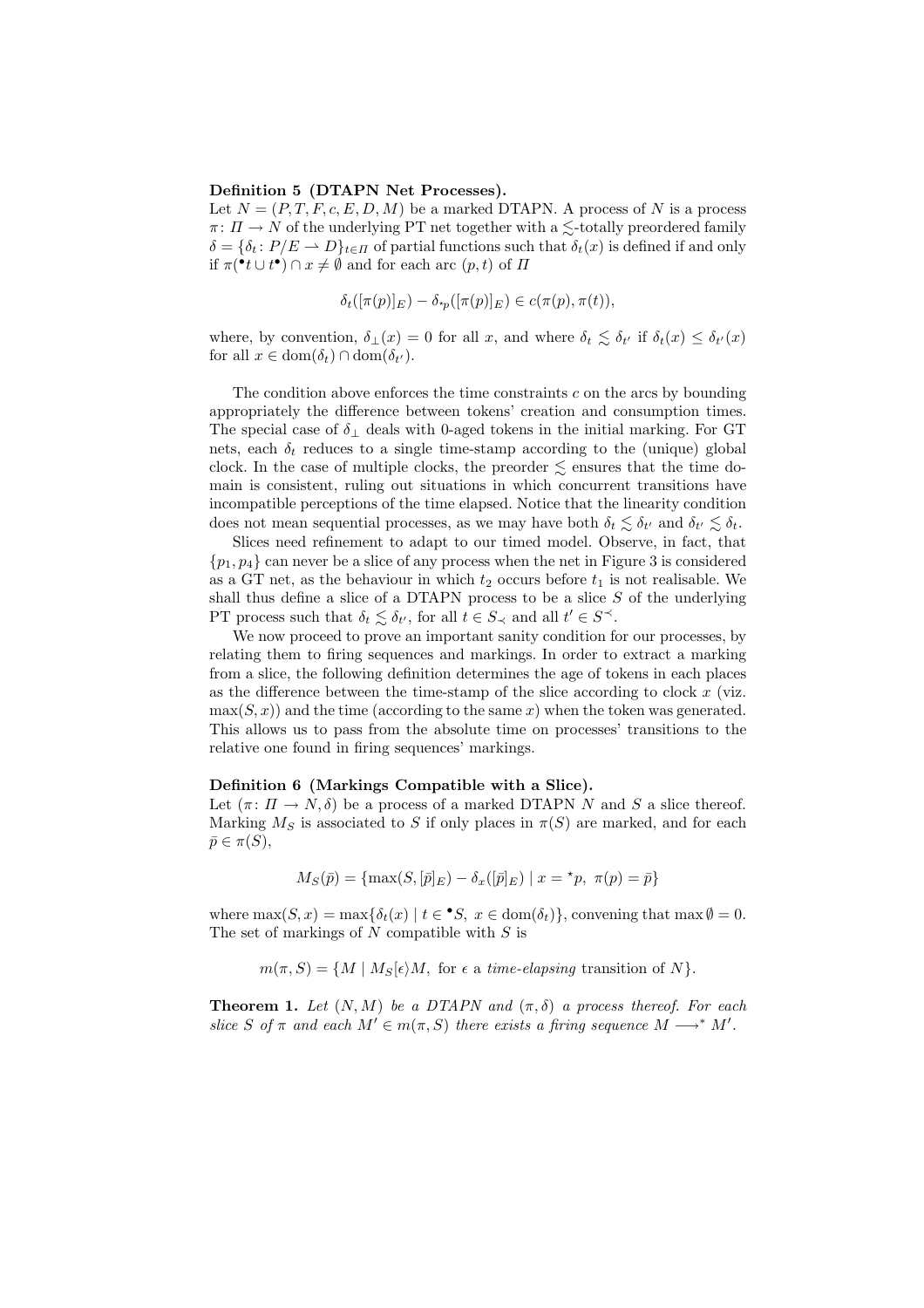**Definition 5 (DTAPN Net Processes).**
Let $N = (P, T, F, c, E, D, M)$ be a marked DTAPN. A process of $N$ is a process $\pi \colon \Pi \to N$ of the underlying PT net together with a $\lesssim$-totally preordered family $\delta = \{\delta_t \colon P/E \rightharpoonup D\}_{t \in \Pi}$ of partial functions such that $\delta_t(x)$ is defined if and only if $\pi({}^\bullet t \cup t^\bullet) \cap x \neq \emptyset$ and for each arc $(p, t)$ of $\Pi$

$$\delta_t([\pi(p)]_E) - \delta_{{}^\star p}([\pi(p)]_E) \in c(\pi(p), \pi(t)),$$

where, by convention, $\delta_\perp(x) = 0$ for all $x$, and where $\delta_t \lesssim \delta_{t'}$ if $\delta_t(x) \leq \delta_{t'}(x)$ for all $x \in \mathrm{dom}(\delta_t) \cap \mathrm{dom}(\delta_{t'})$.

The condition above enforces the time constraints $c$ on the arcs by bounding appropriately the difference between tokens' creation and consumption times. The special case of $\delta_\perp$ deals with 0-aged tokens in the initial marking. For GT nets, each $\delta_t$ reduces to a single time-stamp according to the (unique) global clock. In the case of multiple clocks, the preorder $\lesssim$ ensures that the time domain is consistent, ruling out situations in which concurrent transitions have incompatible perceptions of the time elapsed. Notice that the linearity condition does not mean sequential processes, as we may have both $\delta_t \lesssim \delta_{t'}$ and $\delta_{t'} \lesssim \delta_t$.

Slices need refinement to adapt to our timed model. Observe, in fact, that $\{p_1, p_4\}$ can never be a slice of any process when the net in Figure 3 is considered as a GT net, as the behaviour in which $t_2$ occurs before $t_1$ is not realisable. We shall thus define a slice of a DTAPN process to be a slice $S$ of the underlying PT process such that $\delta_t \lesssim \delta_{t'}$, for all $t \in S_\prec$ and all $t' \in S^\prec$.

We now proceed to prove an important sanity condition for our processes, by relating them to firing sequences and markings. In order to extract a marking from a slice, the following definition determines the age of tokens in each places as the difference between the time-stamp of the slice according to clock $x$ (viz. $\max(S, x)$) and the time (according to the same $x$) when the token was generated. This allows us to pass from the absolute time on processes' transitions to the relative one found in firing sequences' markings.

**Definition 6 (Markings Compatible with a Slice).**
Let $(\pi \colon \Pi \to N, \delta)$ be a process of a marked DTAPN $N$ and $S$ a slice thereof. Marking $M_S$ is associated to $S$ if only places in $\pi(S)$ are marked, and for each $\bar{p} \in \pi(S)$,

$$M_S(\bar{p}) = \{\max(S, [\bar{p}]_E) - \delta_x([\bar{p}]_E) \mid x = {}^\star p,\ \pi(p) = \bar{p}\}$$

where $\max(S, x) = \max\{\delta_t(x) \mid t \in {}^\bullet S,\ x \in \mathrm{dom}(\delta_t)\}$, convening that $\max \emptyset = 0$. The set of markings of $N$ compatible with $S$ is

$$m(\pi, S) = \{M \mid M_S[\epsilon\rangle M,\ \text{for } \epsilon \text{ a } \textit{time-elapsing} \text{ transition of } N\}.$$

**Theorem 1.** *Let $(N, M)$ be a DTAPN and $(\pi, \delta)$ a process thereof. For each slice $S$ of $\pi$ and each $M' \in m(\pi, S)$ there exists a firing sequence $M \longrightarrow^* M'$.*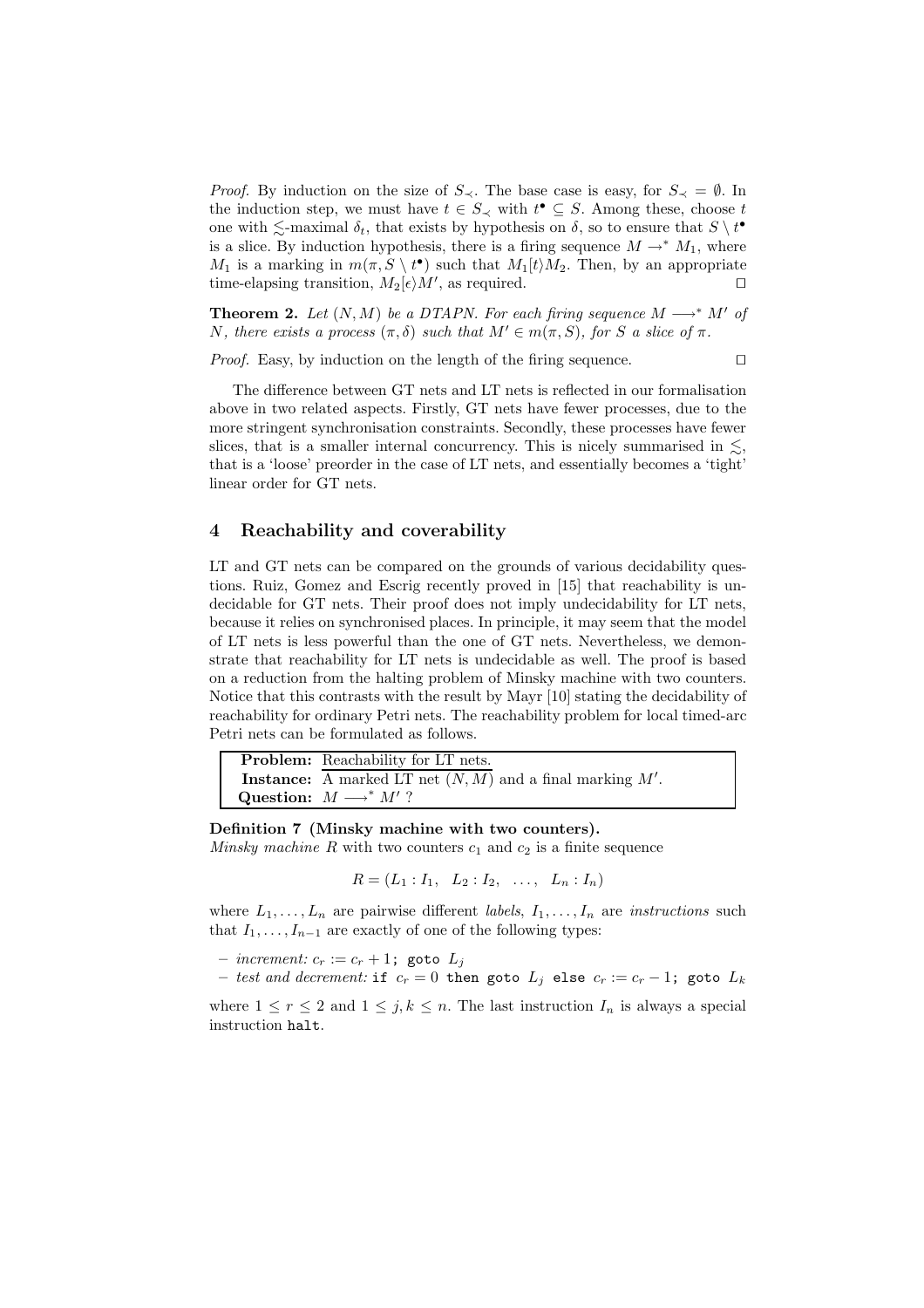*Proof.* By induction on the size of $S_\prec$. The base case is easy, for $S_\prec = \emptyset$. In the induction step, we must have $t \in S_\prec$ with $t^\bullet \subseteq S$. Among these, choose $t$ one with $\lesssim$-maximal $\delta_t$, that exists by hypothesis on $\delta$, so to ensure that $S \setminus t^\bullet$ is a slice. By induction hypothesis, there is a firing sequence $M \rightarrow^* M_1$, where $M_1$ is a marking in $m(\pi, S \setminus t^\bullet)$ such that $M_1[t\rangle M_2$. Then, by an appropriate time-elapsing transition, $M_2[\epsilon\rangle M'$, as required. □

**Theorem 2.** *Let $(N, M)$ be a DTAPN. For each firing sequence $M \longrightarrow^* M'$ of $N$, there exists a process $(\pi, \delta)$ such that $M' \in m(\pi, S)$, for $S$ a slice of $\pi$.*

*Proof.* Easy, by induction on the length of the firing sequence. □

The difference between GT nets and LT nets is reflected in our formalisation above in two related aspects. Firstly, GT nets have fewer processes, due to the more stringent synchronisation constraints. Secondly, these processes have fewer slices, that is a smaller internal concurrency. This is nicely summarised in $\lesssim$, that is a 'loose' preorder in the case of LT nets, and essentially becomes a 'tight' linear order for GT nets.

## 4 Reachability and coverability

LT and GT nets can be compared on the grounds of various decidability questions. Ruiz, Gomez and Escrig recently proved in [15] that reachability is undecidable for GT nets. Their proof does not imply undecidability for LT nets, because it relies on synchronised places. In principle, it may seem that the model of LT nets is less powerful than the one of GT nets. Nevertheless, we demonstrate that reachability for LT nets is undecidable as well. The proof is based on a reduction from the halting problem of Minsky machine with two counters. Notice that this contrasts with the result by Mayr [10] stating the decidability of reachability for ordinary Petri nets. The reachability problem for local timed-arc Petri nets can be formulated as follows.

| | |
|---|---|
| **Problem:** | Reachability for LT nets. |
| **Instance:** | A marked LT net $(N, M)$ and a final marking $M'$. |
| **Question:** | $M \longrightarrow^* M'$ ? |

**Definition 7 (Minsky machine with two counters).**
*Minsky machine* $R$ with two counters $c_1$ and $c_2$ is a finite sequence

$$R = (L_1 : I_1, \quad L_2 : I_2, \quad \ldots, \quad L_n : I_n)$$

where $L_1, \ldots, L_n$ are pairwise different *labels*, $I_1, \ldots, I_n$ are *instructions* such that $I_1, \ldots, I_{n-1}$ are exactly of one of the following types:

- *increment:* $c_r := c_r + 1$; `goto` $L_j$
- *test and decrement:* `if` $c_r = 0$ `then goto` $L_j$ `else` $c_r := c_r - 1$; `goto` $L_k$

where $1 \leq r \leq 2$ and $1 \leq j, k \leq n$. The last instruction $I_n$ is always a special instruction `halt`.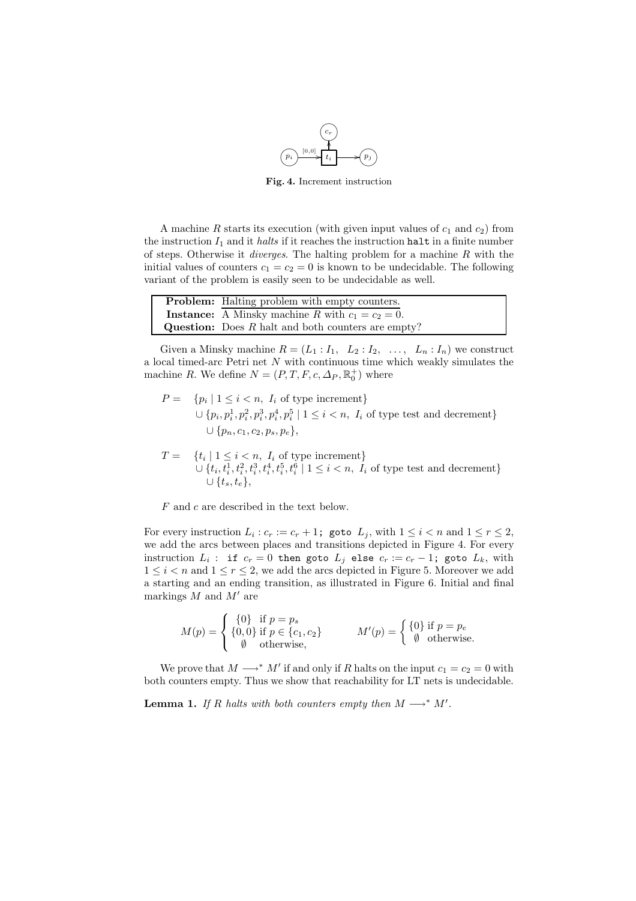**Fig. 4.** Increment instruction

A machine $R$ starts its execution (with given input values of $c_1$ and $c_2$) from the instruction $I_1$ and it *halts* if it reaches the instruction `halt` in a finite number of steps. Otherwise it *diverges*. The halting problem for a machine $R$ with the initial values of counters $c_1 = c_2 = 0$ is known to be undecidable. The following variant of the problem is easily seen to be undecidable as well.

| | |
|---|---|
| **Problem:** | Halting problem with empty counters. |
| **Instance:** | A Minsky machine $R$ with $c_1 = c_2 = 0$. |
| **Question:** | Does $R$ halt and both counters are empty? |

Given a Minsky machine $R = (L_1 : I_1,\ \ L_2 : I_2,\ \ \ldots,\ \ L_n : I_n)$ we construct a local timed-arc Petri net $N$ with continuous time which weakly simulates the machine $R$. We define $N = (P, T, F, c, \Delta_P, \mathbb{R}_0^+)$ where

$$
\begin{aligned}
P = \quad & \{p_i \mid 1 \le i < n,\ I_i \text{ of type increment}\} \\
& \cup \{p_i, p_i^1, p_i^2, p_i^3, p_i^4, p_i^5 \mid 1 \le i < n,\ I_i \text{ of type test and decrement}\} \\
& \cup \{p_n, c_1, c_2, p_s, p_e\},
\end{aligned}
$$

$$
\begin{aligned}
T = \quad & \{t_i \mid 1 \le i < n,\ I_i \text{ of type increment}\} \\
& \cup \{t_i, t_i^1, t_i^2, t_i^3, t_i^4, t_i^5, t_i^6 \mid 1 \le i < n,\ I_i \text{ of type test and decrement}\} \\
& \cup \{t_s, t_e\},
\end{aligned}
$$

$F$ and $c$ are described in the text below.

For every instruction $L_i : c_r := c_r + 1;$ `goto` $L_j$, with $1 \le i < n$ and $1 \le r \le 2$, we add the arcs between places and transitions depicted in Figure 4. For every instruction $L_i :$ `if` $c_r = 0$ `then goto` $L_j$ `else` $c_r := c_r - 1;$ `goto` $L_k$, with $1 \le i < n$ and $1 \le r \le 2$, we add the arcs depicted in Figure 5. Moreover we add a starting and an ending transition, as illustrated in Figure 6. Initial and final markings $M$ and $M'$ are

$$
M(p) = \begin{cases} \{0\} & \text{if } p = p_s \\ \{0, 0\} & \text{if } p \in \{c_1, c_2\} \\ \emptyset & \text{otherwise,} \end{cases} \qquad M'(p) = \begin{cases} \{0\} & \text{if } p = p_e \\ \emptyset & \text{otherwise.} \end{cases}
$$

We prove that $M \longrightarrow^* M'$ if and only if $R$ halts on the input $c_1 = c_2 = 0$ with both counters empty. Thus we show that reachability for LT nets is undecidable.

**Lemma 1.** *If $R$ halts with both counters empty then $M \longrightarrow^* M'$.*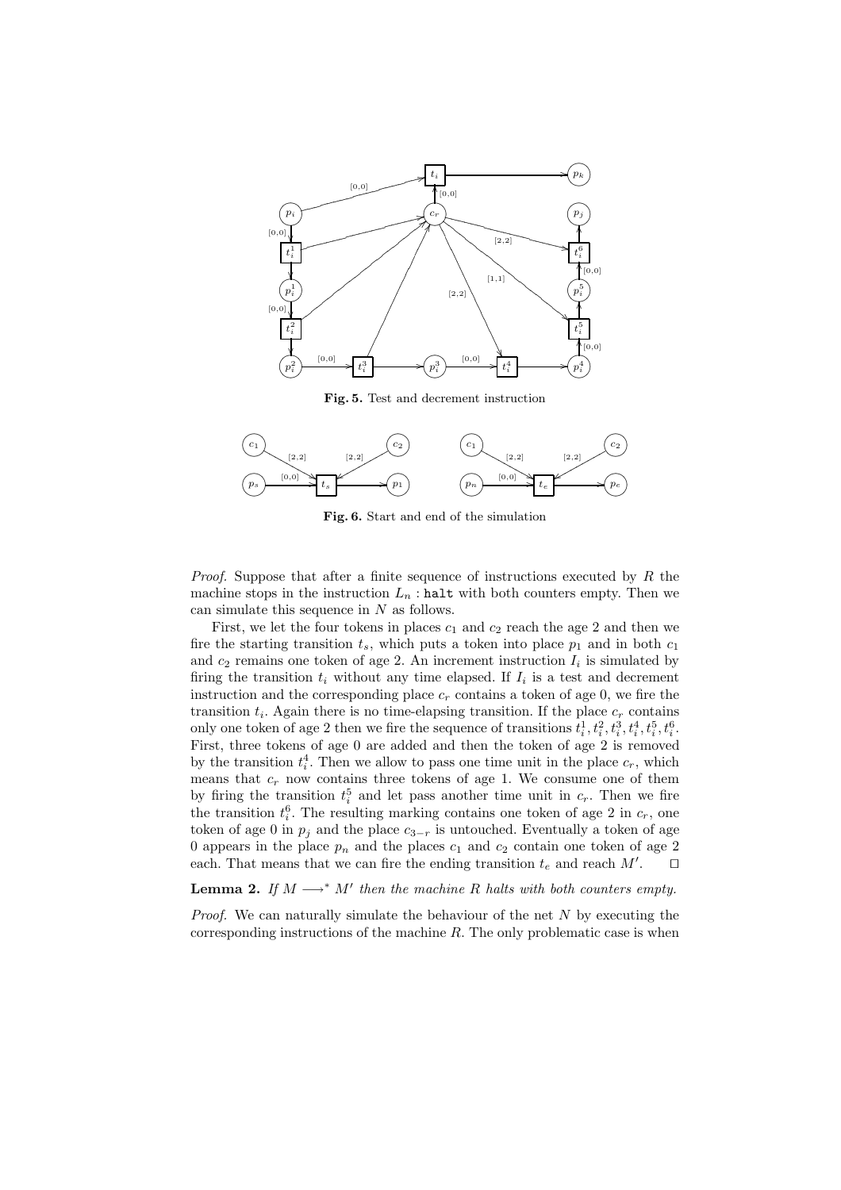**Fig. 5.** Test and decrement instruction

**Fig. 6.** Start and end of the simulation

*Proof.* Suppose that after a finite sequence of instructions executed by $R$ the machine stops in the instruction $L_n$ : `halt` with both counters empty. Then we can simulate this sequence in $N$ as follows.

First, we let the four tokens in places $c_1$ and $c_2$ reach the age 2 and then we fire the starting transition $t_s$, which puts a token into place $p_1$ and in both $c_1$ and $c_2$ remains one token of age 2. An increment instruction $I_i$ is simulated by firing the transition $t_i$ without any time elapsed. If $I_i$ is a test and decrement instruction and the corresponding place $c_r$ contains a token of age 0, we fire the transition $t_i$. Again there is no time-elapsing transition. If the place $c_r$ contains only one token of age 2 then we fire the sequence of transitions $t_i^1, t_i^2, t_i^3, t_i^4, t_i^5, t_i^6$. First, three tokens of age 0 are added and then the token of age 2 is removed by the transition $t_i^4$. Then we allow to pass one time unit in the place $c_r$, which means that $c_r$ now contains three tokens of age 1. We consume one of them by firing the transition $t_i^5$ and let pass another time unit in $c_r$. Then we fire the transition $t_i^6$. The resulting marking contains one token of age 2 in $c_r$, one token of age 0 in $p_j$ and the place $c_{3-r}$ is untouched. Eventually a token of age 0 appears in the place $p_n$ and the places $c_1$ and $c_2$ contain one token of age 2 each. That means that we can fire the ending transition $t_e$ and reach $M'$. ⊓⊔

**Lemma 2.** *If $M \longrightarrow^* M'$ then the machine $R$ halts with both counters empty.*

*Proof.* We can naturally simulate the behaviour of the net $N$ by executing the corresponding instructions of the machine $R$. The only problematic case is when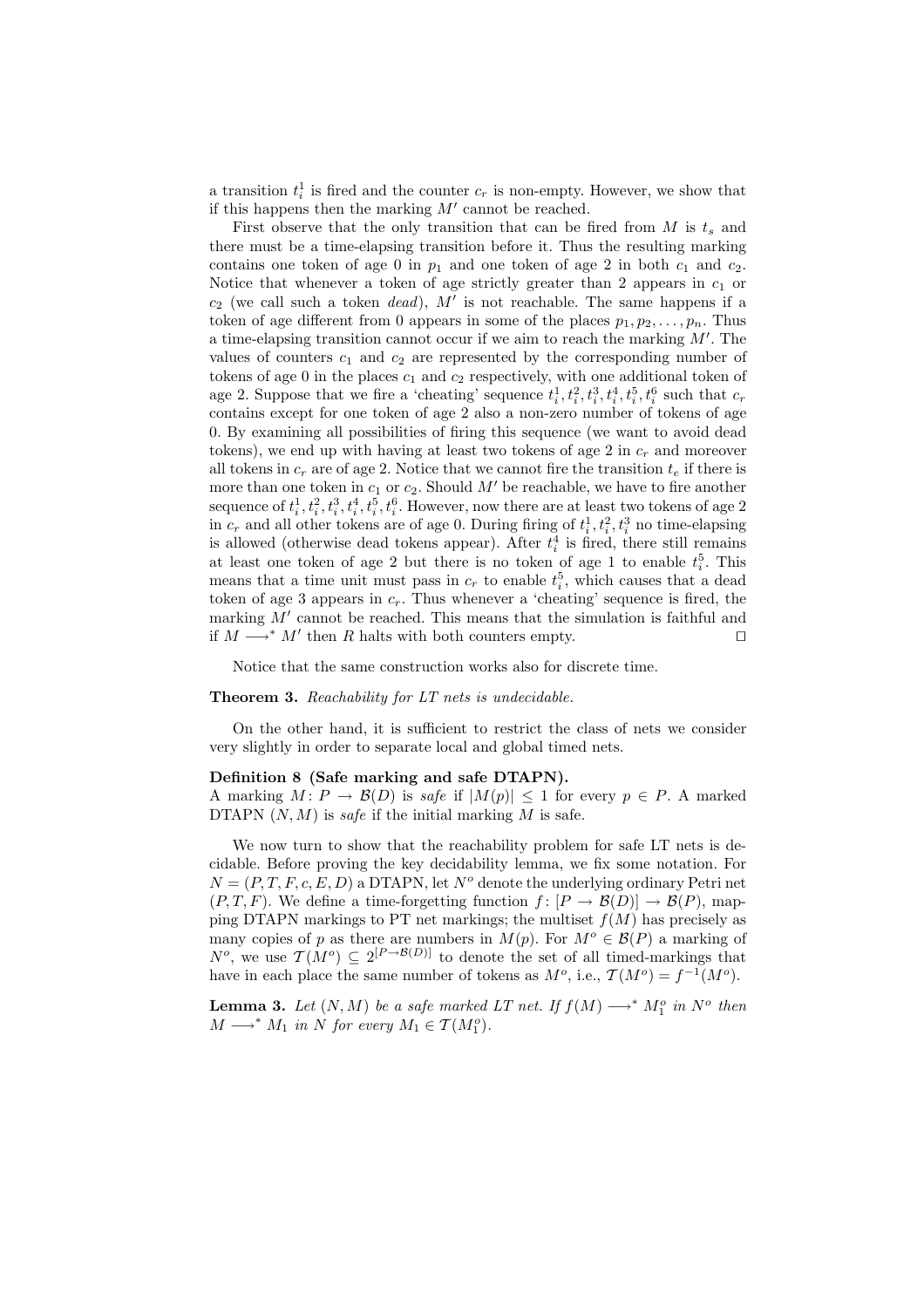a transition $t_i^1$ is fired and the counter $c_r$ is non-empty. However, we show that if this happens then the marking $M'$ cannot be reached.

First observe that the only transition that can be fired from $M$ is $t_s$ and there must be a time-elapsing transition before it. Thus the resulting marking contains one token of age 0 in $p_1$ and one token of age 2 in both $c_1$ and $c_2$. Notice that whenever a token of age strictly greater than 2 appears in $c_1$ or $c_2$ (we call such a token *dead*), $M'$ is not reachable. The same happens if a token of age different from 0 appears in some of the places $p_1, p_2, \ldots, p_n$. Thus a time-elapsing transition cannot occur if we aim to reach the marking $M'$. The values of counters $c_1$ and $c_2$ are represented by the corresponding number of tokens of age 0 in the places $c_1$ and $c_2$ respectively, with one additional token of age 2. Suppose that we fire a 'cheating' sequence $t_i^1, t_i^2, t_i^3, t_i^4, t_i^5, t_i^6$ such that $c_r$ contains except for one token of age 2 also a non-zero number of tokens of age 0. By examining all possibilities of firing this sequence (we want to avoid dead tokens), we end up with having at least two tokens of age 2 in $c_r$ and moreover all tokens in $c_r$ are of age 2. Notice that we cannot fire the transition $t_e$ if there is more than one token in $c_1$ or $c_2$. Should $M'$ be reachable, we have to fire another sequence of $t_i^1, t_i^2, t_i^3, t_i^4, t_i^5, t_i^6$. However, now there are at least two tokens of age 2 in $c_r$ and all other tokens are of age 0. During firing of $t_i^1, t_i^2, t_i^3$ no time-elapsing is allowed (otherwise dead tokens appear). After $t_i^4$ is fired, there still remains at least one token of age 2 but there is no token of age 1 to enable $t_i^5$. This means that a time unit must pass in $c_r$ to enable $t_i^5$, which causes that a dead token of age 3 appears in $c_r$. Thus whenever a 'cheating' sequence is fired, the marking $M'$ cannot be reached. This means that the simulation is faithful and if $M \longrightarrow^* M'$ then $R$ halts with both counters empty. $\square$

Notice that the same construction works also for discrete time.

**Theorem 3.** *Reachability for LT nets is undecidable.*

On the other hand, it is sufficient to restrict the class of nets we consider very slightly in order to separate local and global timed nets.

**Definition 8 (Safe marking and safe DTAPN).**
A marking $M\colon P \to \mathcal{B}(D)$ is *safe* if $|M(p)| \leq 1$ for every $p \in P$. A marked DTAPN $(N, M)$ is *safe* if the initial marking $M$ is safe.

We now turn to show that the reachability problem for safe LT nets is decidable. Before proving the key decidability lemma, we fix some notation. For $N = (P, T, F, c, E, D)$ a DTAPN, let $N^o$ denote the underlying ordinary Petri net $(P, T, F)$. We define a time-forgetting function $f\colon [P \to \mathcal{B}(D)] \to \mathcal{B}(P)$, mapping DTAPN markings to PT net markings; the multiset $f(M)$ has precisely as many copies of $p$ as there are numbers in $M(p)$. For $M^o \in \mathcal{B}(P)$ a marking of $N^o$, we use $\mathcal{T}(M^o) \subseteq 2^{[P \to \mathcal{B}(D)]}$ to denote the set of all timed-markings that have in each place the same number of tokens as $M^o$, i.e., $\mathcal{T}(M^o) = f^{-1}(M^o)$.

**Lemma 3.** *Let $(N, M)$ be a safe marked LT net. If $f(M) \longrightarrow^* M_1^o$ in $N^o$ then $M \longrightarrow^* M_1$ in $N$ for every $M_1 \in \mathcal{T}(M_1^o)$.*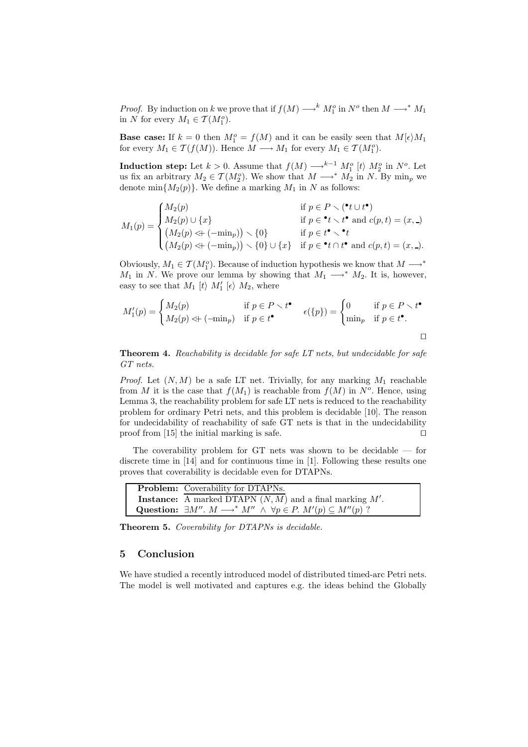*Proof.* By induction on $k$ we prove that if $f(M) \longrightarrow^k M_1^o$ in $N^o$ then $M \longrightarrow^* M_1$ in $N$ for every $M_1 \in \mathcal{T}(M_1^o)$.

**Base case:** If $k = 0$ then $M_1^o = f(M)$ and it can be easily seen that $M[\epsilon\rangle M_1$ for every $M_1 \in \mathcal{T}(f(M))$. Hence $M \longrightarrow M_1$ for every $M_1 \in \mathcal{T}(M_1^o)$.

**Induction step:** Let $k > 0$. Assume that $f(M) \longrightarrow^{k-1} M_1^o \; [t\rangle \; M_2^o$ in $N^o$. Let us fix an arbitrary $M_2 \in \mathcal{T}(M_2^o)$. We show that $M \longrightarrow^* M_2$ in $N$. By $\min_p$ we denote $\min\{M_2(p)\}$. We define a marking $M_1$ in $N$ as follows:

$$M_1(p) = \begin{cases} M_2(p) & \text{if } p \in P \smallsetminus ({}^\bullet t \cup t^\bullet) \\ M_2(p) \cup \{x\} & \text{if } p \in {}^\bullet t \smallsetminus t^\bullet \text{ and } c(p,t) = (x, \_) \\ \big(M_2(p) \nleftarrow (-\min_p)\big) \smallsetminus \{0\} & \text{if } p \in t^\bullet \smallsetminus {}^\bullet t \\ \big(M_2(p) \nleftarrow (-\min_p)\big) \smallsetminus \{0\} \cup \{x\} & \text{if } p \in {}^\bullet t \cap t^\bullet \text{ and } c(p,t) = (x, \_). \end{cases}$$

Obviously, $M_1 \in \mathcal{T}(M_1^o)$. Because of induction hypothesis we know that $M \longrightarrow^* M_1$ in $N$. We prove our lemma by showing that $M_1 \longrightarrow^* M_2$. It is, however, easy to see that $M_1 \; [t\rangle \; M_1' \; [\epsilon\rangle \; M_2$, where

$$M_1'(p) = \begin{cases} M_2(p) & \text{if } p \in P \smallsetminus t^\bullet \\ M_2(p) \nleftarrow (-\min_p) & \text{if } p \in t^\bullet \end{cases} \quad \epsilon(\{p\}) = \begin{cases} 0 & \text{if } p \in P \smallsetminus t^\bullet \\ \min_p & \text{if } p \in t^\bullet. \end{cases}$$

□

**Theorem 4.** *Reachability is decidable for safe LT nets, but undecidable for safe GT nets.*

*Proof.* Let $(N, M)$ be a safe LT net. Trivially, for any marking $M_1$ reachable from $M$ it is the case that $f(M_1)$ is reachable from $f(M)$ in $N^o$. Hence, using Lemma 3, the reachability problem for safe LT nets is reduced to the reachability problem for ordinary Petri nets, and this problem is decidable [10]. The reason for undecidability of reachability of safe GT nets is that in the undecidability proof from [15] the initial marking is safe. □

The coverability problem for GT nets was shown to be decidable — for discrete time in [14] and for continuous time in [1]. Following these results one proves that coverability is decidable even for DTAPNs.

| | |
|---|---|
| **Problem:** | Coverability for DTAPNs. |
| **Instance:** | A marked DTAPN $(N, M)$ and a final marking $M'$. |
| **Question:** | $\exists M''.\ M \longrightarrow^* M'' \ \wedge\ \forall p \in P.\ M'(p) \subseteq M''(p)$ ? |

**Theorem 5.** *Coverability for DTAPNs is decidable.*

## 5 Conclusion

We have studied a recently introduced model of distributed timed-arc Petri nets. The model is well motivated and captures e.g. the ideas behind the Globally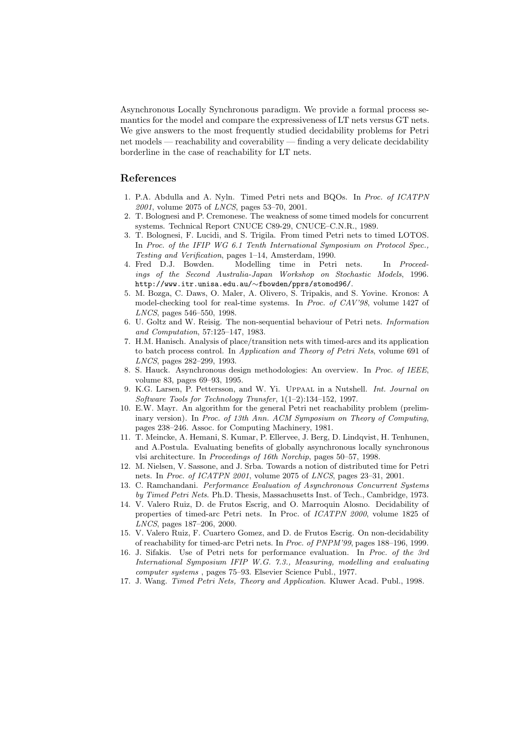Asynchronous Locally Synchronous paradigm. We provide a formal process semantics for the model and compare the expressiveness of LT nets versus GT nets. We give answers to the most frequently studied decidability problems for Petri net models — reachability and coverability — finding a very delicate decidability borderline in the case of reachability for LT nets.

## References

1. P.A. Abdulla and A. Nyln. Timed Petri nets and BQOs. In *Proc. of ICATPN 2001*, volume 2075 of *LNCS*, pages 53–70, 2001.
2. T. Bolognesi and P. Cremonese. The weakness of some timed models for concurrent systems. Technical Report CNUCE C89-29, CNUCE–C.N.R., 1989.
3. T. Bolognesi, F. Lucidi, and S. Trigila. From timed Petri nets to timed LOTOS. In *Proc. of the IFIP WG 6.1 Tenth International Symposium on Protocol Spec., Testing and Verification*, pages 1–14, Amsterdam, 1990.
4. Fred D.J. Bowden. Modelling time in Petri nets. In *Proceedings of the Second Australia-Japan Workshop on Stochastic Models*, 1996. `http://www.itr.unisa.edu.au/∼fbowden/pprs/stomod96/`.
5. M. Bozga, C. Daws, O. Maler, A. Olivero, S. Tripakis, and S. Yovine. Kronos: A model-checking tool for real-time systems. In *Proc. of CAV'98*, volume 1427 of *LNCS*, pages 546–550, 1998.
6. U. Goltz and W. Reisig. The non-sequential behaviour of Petri nets. *Information and Computation*, 57:125–147, 1983.
7. H.M. Hanisch. Analysis of place/transition nets with timed-arcs and its application to batch process control. In *Application and Theory of Petri Nets*, volume 691 of *LNCS*, pages 282–299, 1993.
8. S. Hauck. Asynchronous design methodologies: An overview. In *Proc. of IEEE*, volume 83, pages 69–93, 1995.
9. K.G. Larsen, P. Pettersson, and W. Yi. Uppaal in a Nutshell. *Int. Journal on Software Tools for Technology Transfer*, 1(1–2):134–152, 1997.
10. E.W. Mayr. An algorithm for the general Petri net reachability problem (preliminary version). In *Proc. of 13th Ann. ACM Symposium on Theory of Computing*, pages 238–246. Assoc. for Computing Machinery, 1981.
11. T. Meincke, A. Hemani, S. Kumar, P. Ellervee, J. Berg, D. Lindqvist, H. Tenhunen, and A.Postula. Evaluating benefits of globally asynchronous locally synchronous vlsi architecture. In *Proceedings of 16th Norchip*, pages 50–57, 1998.
12. M. Nielsen, V. Sassone, and J. Srba. Towards a notion of distributed time for Petri nets. In *Proc. of ICATPN 2001*, volume 2075 of *LNCS*, pages 23–31, 2001.
13. C. Ramchandani. *Performance Evaluation of Asynchronous Concurrent Systems by Timed Petri Nets*. Ph.D. Thesis, Massachusetts Inst. of Tech., Cambridge, 1973.
14. V. Valero Ruiz, D. de Frutos Escrig, and O. Marroquin Alosno. Decidability of properties of timed-arc Petri nets. In Proc. of *ICATPN 2000*, volume 1825 of *LNCS*, pages 187–206, 2000.
15. V. Valero Ruiz, F. Cuartero Gomez, and D. de Frutos Escrig. On non-decidability of reachability for timed-arc Petri nets. In *Proc. of PNPM'99*, pages 188–196, 1999.
16. J. Sifakis. Use of Petri nets for performance evaluation. In *Proc. of the 3rd International Symposium IFIP W.G. 7.3., Measuring, modelling and evaluating computer systems* , pages 75–93. Elsevier Science Publ., 1977.
17. J. Wang. *Timed Petri Nets, Theory and Application*. Kluwer Acad. Publ., 1998.